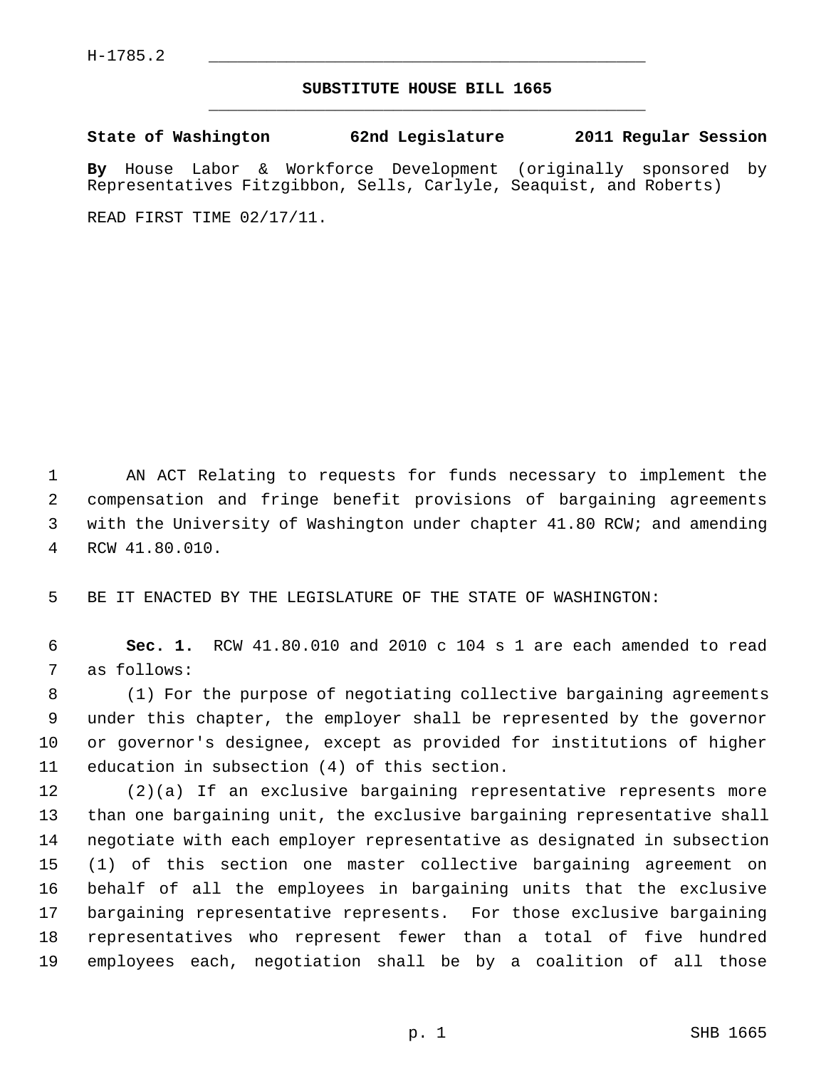H-1785.2

# SUBSTITUTE HOUSE BILL 1665

**State of Washington 62nd Legislature 2011 Regular Session**

**By** House Labor & Workforce Development (originally sponsored by Representatives Fitzgibbon, Sells, Carlyle, Seaquist, and Roberts)

READ FIRST TIME 02/17/11.

AN ACT Relating to requests for funds necessary to implement the compensation and fringe benefit provisions of bargaining agreements with the University of Washington under chapter 41.80 RCW; and amending RCW 41.80.010.

BE IT ENACTED BY THE LEGISLATURE OF THE STATE OF WASHINGTON:

**Sec. 1.** RCW 41.80.010 and 2010 c 104 s 1 are each amended to read as follows:

(1) For the purpose of negotiating collective bargaining agreements under this chapter, the employer shall be represented by the governor or governor's designee, except as provided for institutions of higher education in subsection (4) of this section.

(2)(a) If an exclusive bargaining representative represents more than one bargaining unit, the exclusive bargaining representative shall negotiate with each employer representative as designated in subsection (1) of this section one master collective bargaining agreement on behalf of all the employees in bargaining units that the exclusive bargaining representative represents. For those exclusive bargaining representatives who represent fewer than a total of five hundred employees each, negotiation shall be by a coalition of all those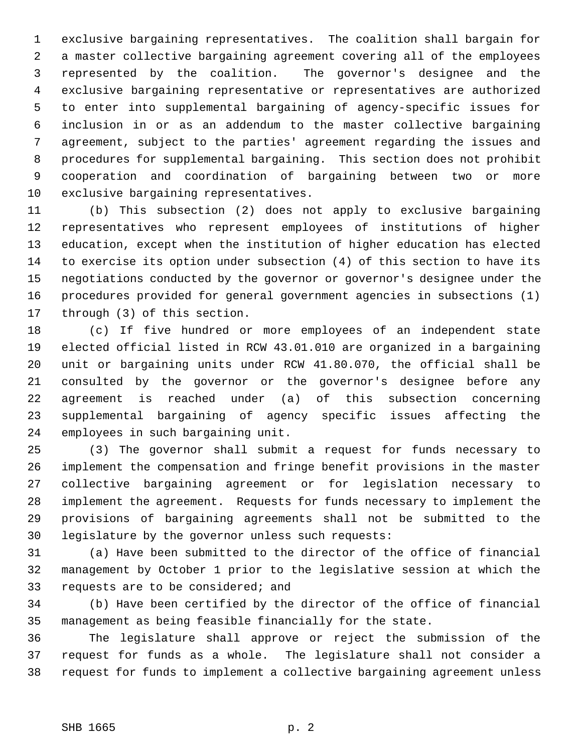exclusive bargaining representatives. The coalition shall bargain for a master collective bargaining agreement covering all of the employees represented by the coalition. The governor's designee and the exclusive bargaining representative or representatives are authorized to enter into supplemental bargaining of agency-specific issues for inclusion in or as an addendum to the master collective bargaining agreement, subject to the parties' agreement regarding the issues and procedures for supplemental bargaining. This section does not prohibit cooperation and coordination of bargaining between two or more exclusive bargaining representatives.

(b) This subsection (2) does not apply to exclusive bargaining representatives who represent employees of institutions of higher education, except when the institution of higher education has elected to exercise its option under subsection (4) of this section to have its negotiations conducted by the governor or governor's designee under the procedures provided for general government agencies in subsections (1) through (3) of this section.

(c) If five hundred or more employees of an independent state elected official listed in RCW 43.01.010 are organized in a bargaining unit or bargaining units under RCW 41.80.070, the official shall be consulted by the governor or the governor's designee before any agreement is reached under (a) of this subsection concerning supplemental bargaining of agency specific issues affecting the employees in such bargaining unit.

(3) The governor shall submit a request for funds necessary to implement the compensation and fringe benefit provisions in the master collective bargaining agreement or for legislation necessary to implement the agreement. Requests for funds necessary to implement the provisions of bargaining agreements shall not be submitted to the legislature by the governor unless such requests:

(a) Have been submitted to the director of the office of financial management by October 1 prior to the legislative session at which the requests are to be considered; and

(b) Have been certified by the director of the office of financial management as being feasible financially for the state.

The legislature shall approve or reject the submission of the request for funds as a whole. The legislature shall not consider a request for funds to implement a collective bargaining agreement unless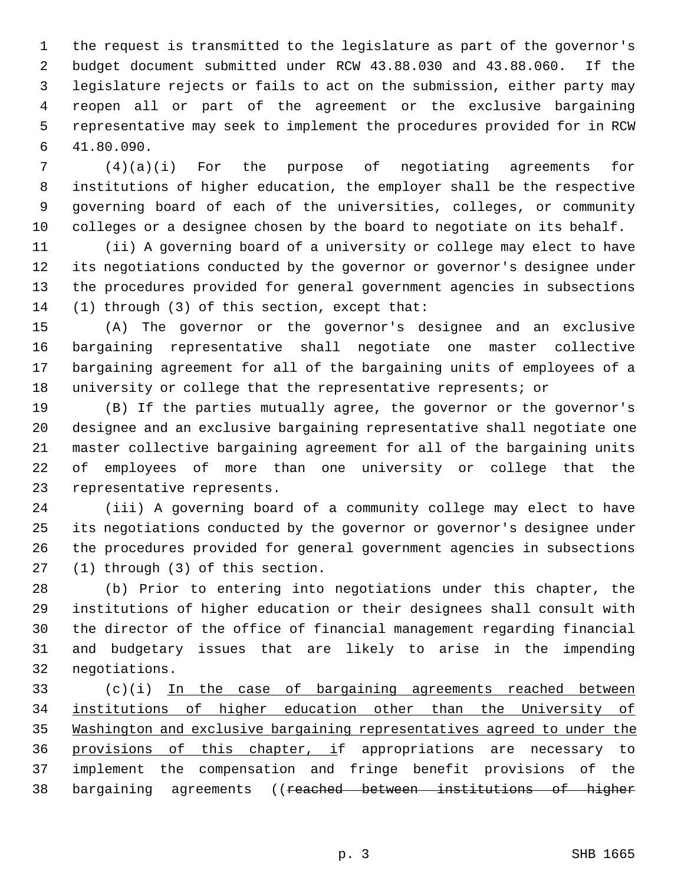the request is transmitted to the legislature as part of the governor's budget document submitted under RCW 43.88.030 and 43.88.060. If the legislature rejects or fails to act on the submission, either party may reopen all or part of the agreement or the exclusive bargaining representative may seek to implement the procedures provided for in RCW 41.80.090.

(4)(a)(i) For the purpose of negotiating agreements for institutions of higher education, the employer shall be the respective governing board of each of the universities, colleges, or community colleges or a designee chosen by the board to negotiate on its behalf.

(ii) A governing board of a university or college may elect to have its negotiations conducted by the governor or governor's designee under the procedures provided for general government agencies in subsections (1) through (3) of this section, except that:

(A) The governor or the governor's designee and an exclusive bargaining representative shall negotiate one master collective bargaining agreement for all of the bargaining units of employees of a university or college that the representative represents; or

(B) If the parties mutually agree, the governor or the governor's designee and an exclusive bargaining representative shall negotiate one master collective bargaining agreement for all of the bargaining units of employees of more than one university or college that the representative represents.

(iii) A governing board of a community college may elect to have its negotiations conducted by the governor or governor's designee under the procedures provided for general government agencies in subsections (1) through (3) of this section.

(b) Prior to entering into negotiations under this chapter, the institutions of higher education or their designees shall consult with the director of the office of financial management regarding financial and budgetary issues that are likely to arise in the impending negotiations.

(c)(i) <u>In the case of bargaining agreements reached between institutions of higher education other than the University of Washington and exclusive bargaining representatives agreed to under the provisions of this chapter, i</u>f appropriations are necessary to implement the compensation and fringe benefit provisions of the bargaining agreements ((~~reached between institutions of higher~~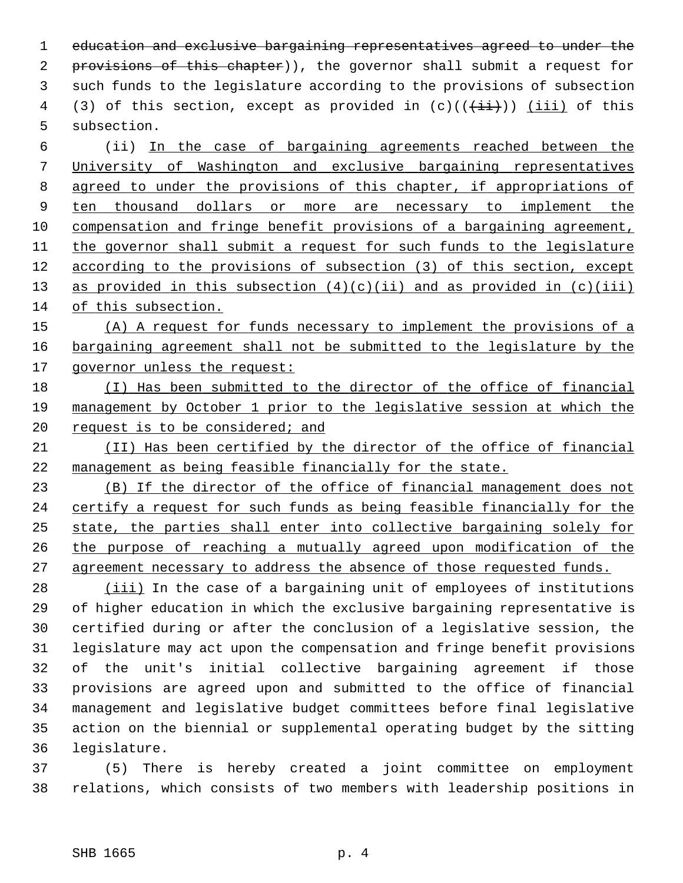~~education and exclusive bargaining representatives agreed to under the provisions of this chapter~~)), the governor shall submit a request for such funds to the legislature according to the provisions of subsection (3) of this section, except as provided in (c)((~~(ii)~~)) <u>(iii)</u> of this subsection.

(ii) <u>In the case of bargaining agreements reached between the University of Washington and exclusive bargaining representatives agreed to under the provisions of this chapter, if appropriations of ten thousand dollars or more are necessary to implement the compensation and fringe benefit provisions of a bargaining agreement, the governor shall submit a request for such funds to the legislature according to the provisions of subsection (3) of this section, except as provided in this subsection (4)(c)(ii) and as provided in (c)(iii) of this subsection.</u>

<u>(A) A request for funds necessary to implement the provisions of a bargaining agreement shall not be submitted to the legislature by the governor unless the request:</u>

<u>(I) Has been submitted to the director of the office of financial management by October 1 prior to the legislative session at which the request is to be considered; and</u>

<u>(II) Has been certified by the director of the office of financial management as being feasible financially for the state.</u>

<u>(B) If the director of the office of financial management does not certify a request for such funds as being feasible financially for the state, the parties shall enter into collective bargaining solely for the purpose of reaching a mutually agreed upon modification of the agreement necessary to address the absence of those requested funds.</u>

<u>(iii)</u> In the case of a bargaining unit of employees of institutions of higher education in which the exclusive bargaining representative is certified during or after the conclusion of a legislative session, the legislature may act upon the compensation and fringe benefit provisions of the unit's initial collective bargaining agreement if those provisions are agreed upon and submitted to the office of financial management and legislative budget committees before final legislative action on the biennial or supplemental operating budget by the sitting legislature.

(5) There is hereby created a joint committee on employment relations, which consists of two members with leadership positions in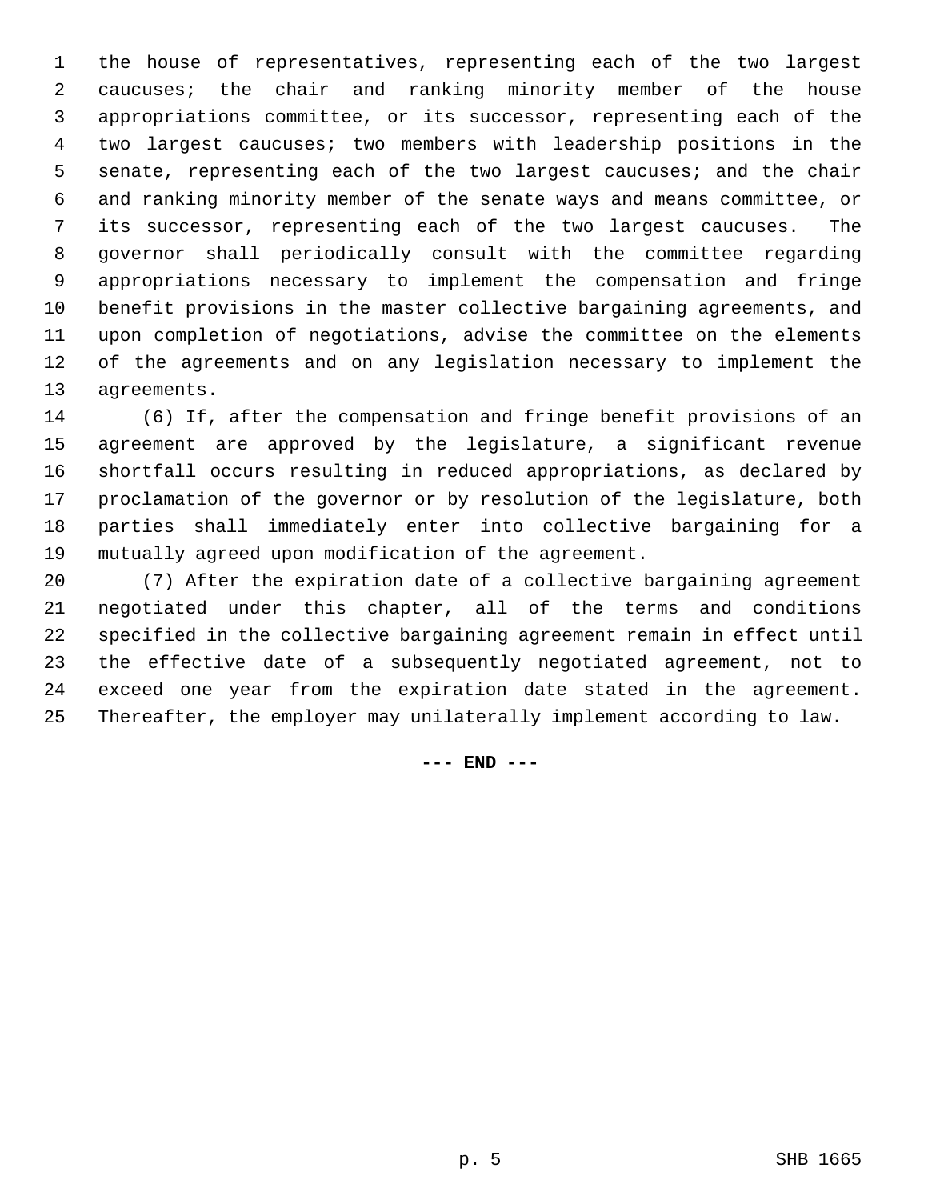the house of representatives, representing each of the two largest caucuses; the chair and ranking minority member of the house appropriations committee, or its successor, representing each of the two largest caucuses; two members with leadership positions in the senate, representing each of the two largest caucuses; and the chair and ranking minority member of the senate ways and means committee, or its successor, representing each of the two largest caucuses. The governor shall periodically consult with the committee regarding appropriations necessary to implement the compensation and fringe benefit provisions in the master collective bargaining agreements, and upon completion of negotiations, advise the committee on the elements of the agreements and on any legislation necessary to implement the agreements.

(6) If, after the compensation and fringe benefit provisions of an agreement are approved by the legislature, a significant revenue shortfall occurs resulting in reduced appropriations, as declared by proclamation of the governor or by resolution of the legislature, both parties shall immediately enter into collective bargaining for a mutually agreed upon modification of the agreement.

(7) After the expiration date of a collective bargaining agreement negotiated under this chapter, all of the terms and conditions specified in the collective bargaining agreement remain in effect until the effective date of a subsequently negotiated agreement, not to exceed one year from the expiration date stated in the agreement. Thereafter, the employer may unilaterally implement according to law.

**--- END ---**